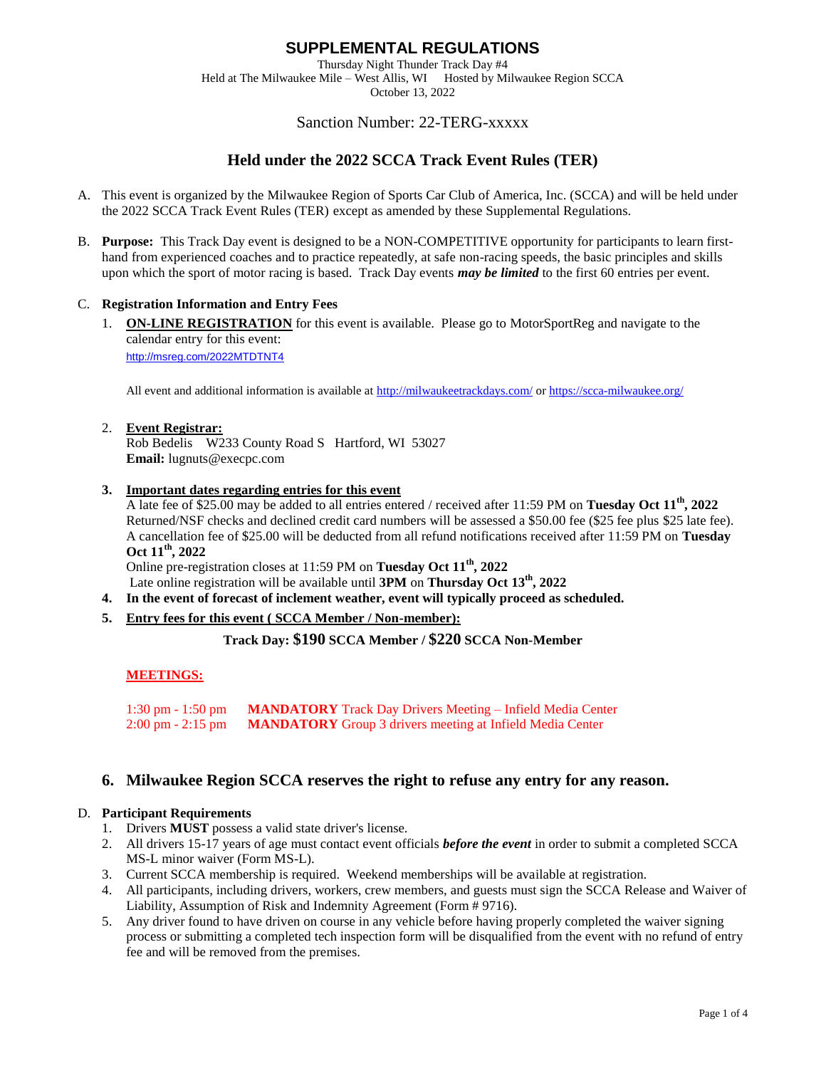# SUPPLEMENTAL REGULATIONS

Thursday Night Thunder Track Day #4
Held at The Milwaukee Mile – West Allis, WI     Hosted by Milwaukee Region SCCA
October 13, 2022

Sanction Number: 22-TERG-xxxxx

## Held under the 2022 SCCA Track Event Rules (TER)

A. This event is organized by the Milwaukee Region of Sports Car Club of America, Inc. (SCCA) and will be held under the 2022 SCCA Track Event Rules (TER) except as amended by these Supplemental Regulations.

B. **Purpose:** This Track Day event is designed to be a NON-COMPETITIVE opportunity for participants to learn first-hand from experienced coaches and to practice repeatedly, at safe non-racing speeds, the basic principles and skills upon which the sport of motor racing is based. Track Day events ***may be limited*** to the first 60 entries per event.

C. **Registration Information and Entry Fees**

1. **ON-LINE REGISTRATION** for this event is available. Please go to MotorSportReg and navigate to the calendar entry for this event:
   http://msreg.com/2022MTDTNT4

   All event and additional information is available at http://milwaukeetrackdays.com/ or https://scca-milwaukee.org/

2. **Event Registrar:**
   Rob Bedelis   W233 County Road S   Hartford, WI 53027
   **Email:** lugnuts@execpc.com

3. **Important dates regarding entries for this event**
   A late fee of $25.00 may be added to all entries entered / received after 11:59 PM on **Tuesday Oct 11th, 2022**
   Returned/NSF checks and declined credit card numbers will be assessed a $50.00 fee ($25 fee plus $25 late fee).
   A cancellation fee of $25.00 will be deducted from all refund notifications received after 11:59 PM on **Tuesday Oct 11th, 2022**
   Online pre-registration closes at 11:59 PM on **Tuesday Oct 11th, 2022**
   Late online registration will be available until **3PM** on **Thursday Oct 13th, 2022**

4. **In the event of forecast of inclement weather, event will typically proceed as scheduled.**

5. **Entry fees for this event ( SCCA Member / Non-member):**

   **Track Day: $190 SCCA Member / $220 SCCA Non-Member**

   **MEETINGS:**

   1:30 pm - 1:50 pm   **MANDATORY** Track Day Drivers Meeting – Infield Media Center
   2:00 pm - 2:15 pm   **MANDATORY** Group 3 drivers meeting at Infield Media Center

### 6. Milwaukee Region SCCA reserves the right to refuse any entry for any reason.

D. **Participant Requirements**

1. Drivers **MUST** possess a valid state driver's license.
2. All drivers 15-17 years of age must contact event officials ***before the event*** in order to submit a completed SCCA MS-L minor waiver (Form MS-L).
3. Current SCCA membership is required. Weekend memberships will be available at registration.
4. All participants, including drivers, workers, crew members, and guests must sign the SCCA Release and Waiver of Liability, Assumption of Risk and Indemnity Agreement (Form # 9716).
5. Any driver found to have driven on course in any vehicle before having properly completed the waiver signing process or submitting a completed tech inspection form will be disqualified from the event with no refund of entry fee and will be removed from the premises.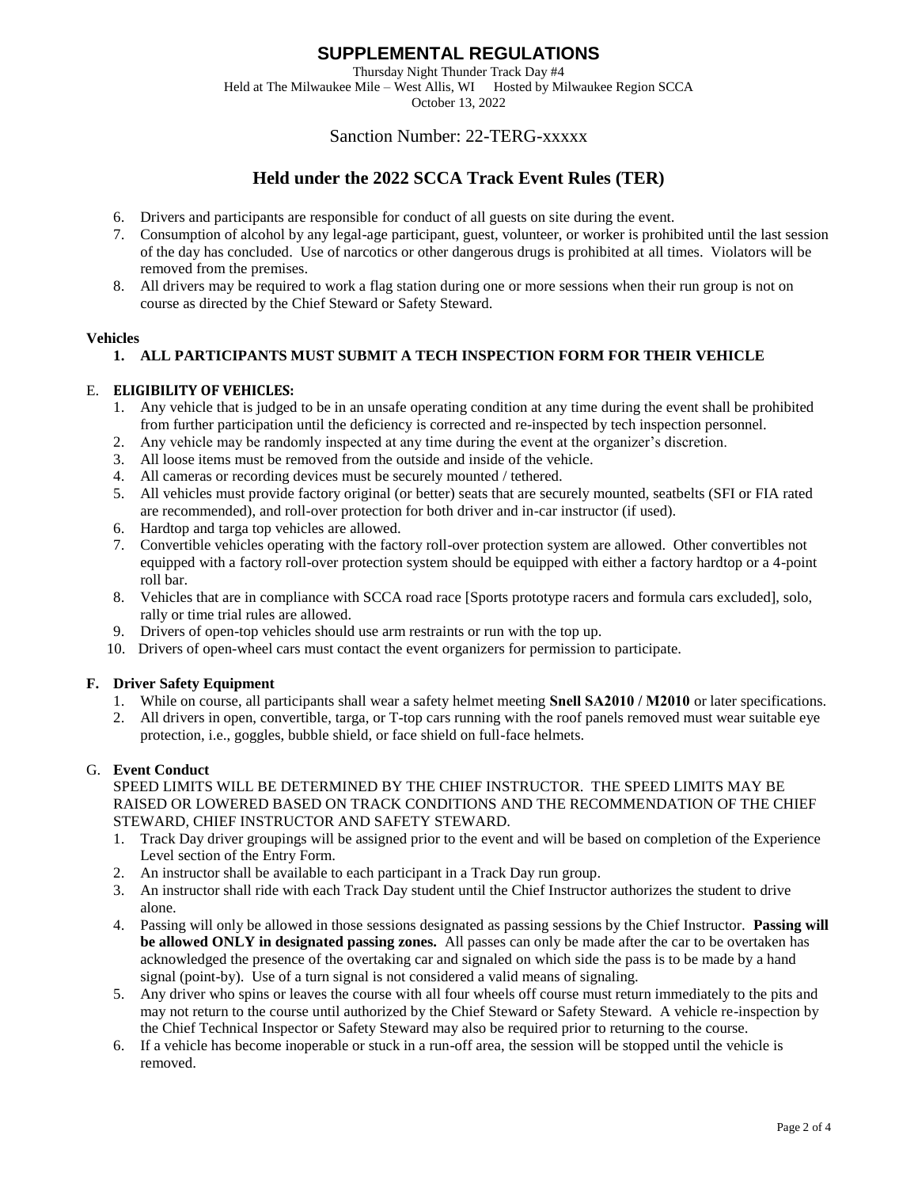# SUPPLEMENTAL REGULATIONS

Thursday Night Thunder Track Day #4
Held at The Milwaukee Mile – West Allis, WI Hosted by Milwaukee Region SCCA
October 13, 2022

Sanction Number: 22-TERG-xxxxx

## Held under the 2022 SCCA Track Event Rules (TER)

6. Drivers and participants are responsible for conduct of all guests on site during the event.
7. Consumption of alcohol by any legal-age participant, guest, volunteer, or worker is prohibited until the last session of the day has concluded. Use of narcotics or other dangerous drugs is prohibited at all times. Violators will be removed from the premises.
8. All drivers may be required to work a flag station during one or more sessions when their run group is not on course as directed by the Chief Steward or Safety Steward.

**Vehicles**

1. **ALL PARTICIPANTS MUST SUBMIT A TECH INSPECTION FORM FOR THEIR VEHICLE**

E. **ELIGIBILITY OF VEHICLES:**

1. Any vehicle that is judged to be in an unsafe operating condition at any time during the event shall be prohibited from further participation until the deficiency is corrected and re-inspected by tech inspection personnel.
2. Any vehicle may be randomly inspected at any time during the event at the organizer's discretion.
3. All loose items must be removed from the outside and inside of the vehicle.
4. All cameras or recording devices must be securely mounted / tethered.
5. All vehicles must provide factory original (or better) seats that are securely mounted, seatbelts (SFI or FIA rated are recommended), and roll-over protection for both driver and in-car instructor (if used).
6. Hardtop and targa top vehicles are allowed.
7. Convertible vehicles operating with the factory roll-over protection system are allowed. Other convertibles not equipped with a factory roll-over protection system should be equipped with either a factory hardtop or a 4-point roll bar.
8. Vehicles that are in compliance with SCCA road race [Sports prototype racers and formula cars excluded], solo, rally or time trial rules are allowed.
9. Drivers of open-top vehicles should use arm restraints or run with the top up.
10. Drivers of open-wheel cars must contact the event organizers for permission to participate.

**F. Driver Safety Equipment**

1. While on course, all participants shall wear a safety helmet meeting **Snell SA2010 / M2010** or later specifications.
2. All drivers in open, convertible, targa, or T-top cars running with the roof panels removed must wear suitable eye protection, i.e., goggles, bubble shield, or face shield on full-face helmets.

G. **Event Conduct**

SPEED LIMITS WILL BE DETERMINED BY THE CHIEF INSTRUCTOR. THE SPEED LIMITS MAY BE RAISED OR LOWERED BASED ON TRACK CONDITIONS AND THE RECOMMENDATION OF THE CHIEF STEWARD, CHIEF INSTRUCTOR AND SAFETY STEWARD.

1. Track Day driver groupings will be assigned prior to the event and will be based on completion of the Experience Level section of the Entry Form.
2. An instructor shall be available to each participant in a Track Day run group.
3. An instructor shall ride with each Track Day student until the Chief Instructor authorizes the student to drive alone.
4. Passing will only be allowed in those sessions designated as passing sessions by the Chief Instructor. **Passing will be allowed ONLY in designated passing zones.** All passes can only be made after the car to be overtaken has acknowledged the presence of the overtaking car and signaled on which side the pass is to be made by a hand signal (point-by). Use of a turn signal is not considered a valid means of signaling.
5. Any driver who spins or leaves the course with all four wheels off course must return immediately to the pits and may not return to the course until authorized by the Chief Steward or Safety Steward. A vehicle re-inspection by the Chief Technical Inspector or Safety Steward may also be required prior to returning to the course.
6. If a vehicle has become inoperable or stuck in a run-off area, the session will be stopped until the vehicle is removed.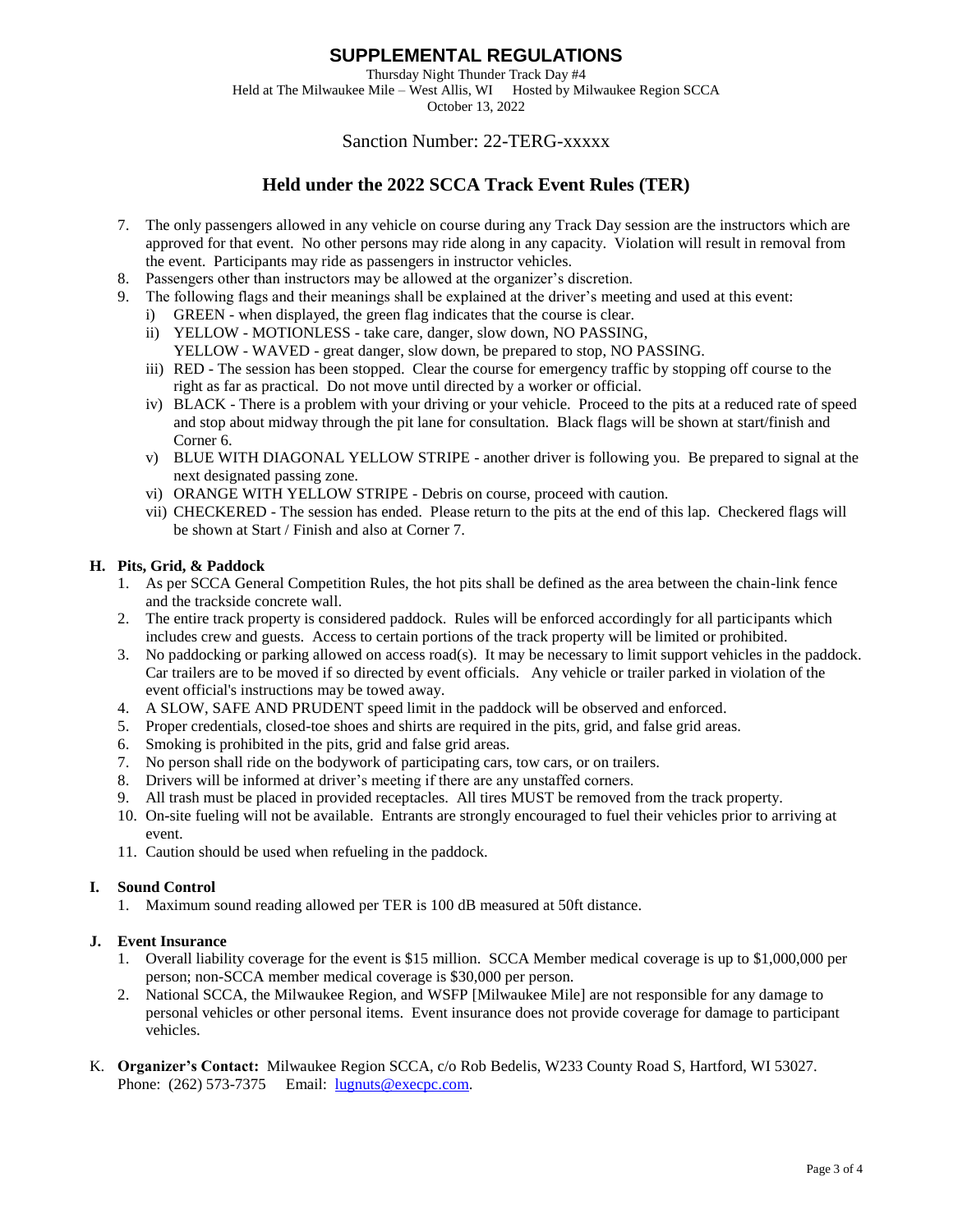# SUPPLEMENTAL REGULATIONS

Thursday Night Thunder Track Day #4
Held at The Milwaukee Mile – West Allis, WI    Hosted by Milwaukee Region SCCA
October 13, 2022

Sanction Number: 22-TERG-xxxxx

## Held under the 2022 SCCA Track Event Rules (TER)

7. The only passengers allowed in any vehicle on course during any Track Day session are the instructors which are approved for that event. No other persons may ride along in any capacity. Violation will result in removal from the event. Participants may ride as passengers in instructor vehicles.
8. Passengers other than instructors may be allowed at the organizer's discretion.
9. The following flags and their meanings shall be explained at the driver's meeting and used at this event:
   i) GREEN - when displayed, the green flag indicates that the course is clear.
   ii) YELLOW - MOTIONLESS - take care, danger, slow down, NO PASSING,
       YELLOW - WAVED - great danger, slow down, be prepared to stop, NO PASSING.
   iii) RED - The session has been stopped. Clear the course for emergency traffic by stopping off course to the right as far as practical. Do not move until directed by a worker or official.
   iv) BLACK - There is a problem with your driving or your vehicle. Proceed to the pits at a reduced rate of speed and stop about midway through the pit lane for consultation. Black flags will be shown at start/finish and Corner 6.
   v) BLUE WITH DIAGONAL YELLOW STRIPE - another driver is following you. Be prepared to signal at the next designated passing zone.
   vi) ORANGE WITH YELLOW STRIPE - Debris on course, proceed with caution.
   vii) CHECKERED - The session has ended. Please return to the pits at the end of this lap. Checkered flags will be shown at Start / Finish and also at Corner 7.

### H. Pits, Grid, & Paddock

1. As per SCCA General Competition Rules, the hot pits shall be defined as the area between the chain-link fence and the trackside concrete wall.
2. The entire track property is considered paddock. Rules will be enforced accordingly for all participants which includes crew and guests. Access to certain portions of the track property will be limited or prohibited.
3. No paddocking or parking allowed on access road(s). It may be necessary to limit support vehicles in the paddock. Car trailers are to be moved if so directed by event officials. Any vehicle or trailer parked in violation of the event official's instructions may be towed away.
4. A SLOW, SAFE AND PRUDENT speed limit in the paddock will be observed and enforced.
5. Proper credentials, closed-toe shoes and shirts are required in the pits, grid, and false grid areas.
6. Smoking is prohibited in the pits, grid and false grid areas.
7. No person shall ride on the bodywork of participating cars, tow cars, or on trailers.
8. Drivers will be informed at driver's meeting if there are any unstaffed corners.
9. All trash must be placed in provided receptacles. All tires MUST be removed from the track property.
10. On-site fueling will not be available. Entrants are strongly encouraged to fuel their vehicles prior to arriving at event.
11. Caution should be used when refueling in the paddock.

### I. Sound Control

1. Maximum sound reading allowed per TER is 100 dB measured at 50ft distance.

### J. Event Insurance

1. Overall liability coverage for the event is $15 million. SCCA Member medical coverage is up to $1,000,000 per person; non-SCCA member medical coverage is $30,000 per person.
2. National SCCA, the Milwaukee Region, and WSFP [Milwaukee Mile] are not responsible for any damage to personal vehicles or other personal items. Event insurance does not provide coverage for damage to participant vehicles.

K. **Organizer's Contact:** Milwaukee Region SCCA, c/o Rob Bedelis, W233 County Road S, Hartford, WI 53027. Phone: (262) 573-7375    Email: lugnuts@execpc.com.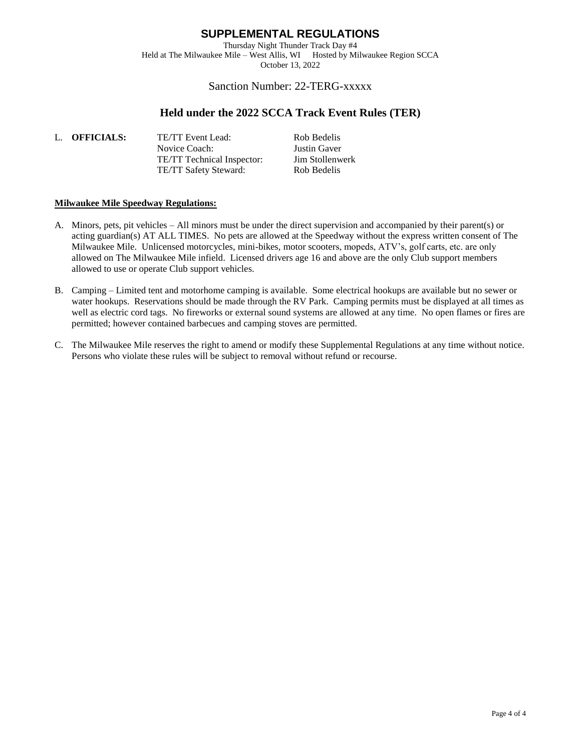# SUPPLEMENTAL REGULATIONS

Thursday Night Thunder Track Day #4
Held at The Milwaukee Mile – West Allis, WI Hosted by Milwaukee Region SCCA
October 13, 2022

## Sanction Number: 22-TERG-xxxxx

## Held under the 2022 SCCA Track Event Rules (TER)

L. **OFFICIALS:**

| | |
|---|---|
| TE/TT Event Lead: | Rob Bedelis |
| Novice Coach: | Justin Gaver |
| TE/TT Technical Inspector: | Jim Stollenwerk |
| TE/TT Safety Steward: | Rob Bedelis |

**Milwaukee Mile Speedway Regulations:**

A. Minors, pets, pit vehicles – All minors must be under the direct supervision and accompanied by their parent(s) or acting guardian(s) AT ALL TIMES. No pets are allowed at the Speedway without the express written consent of The Milwaukee Mile. Unlicensed motorcycles, mini-bikes, motor scooters, mopeds, ATV's, golf carts, etc. are only allowed on The Milwaukee Mile infield. Licensed drivers age 16 and above are the only Club support members allowed to use or operate Club support vehicles.

B. Camping – Limited tent and motorhome camping is available. Some electrical hookups are available but no sewer or water hookups. Reservations should be made through the RV Park. Camping permits must be displayed at all times as well as electric cord tags. No fireworks or external sound systems are allowed at any time. No open flames or fires are permitted; however contained barbecues and camping stoves are permitted.

C. The Milwaukee Mile reserves the right to amend or modify these Supplemental Regulations at any time without notice. Persons who violate these rules will be subject to removal without refund or recourse.